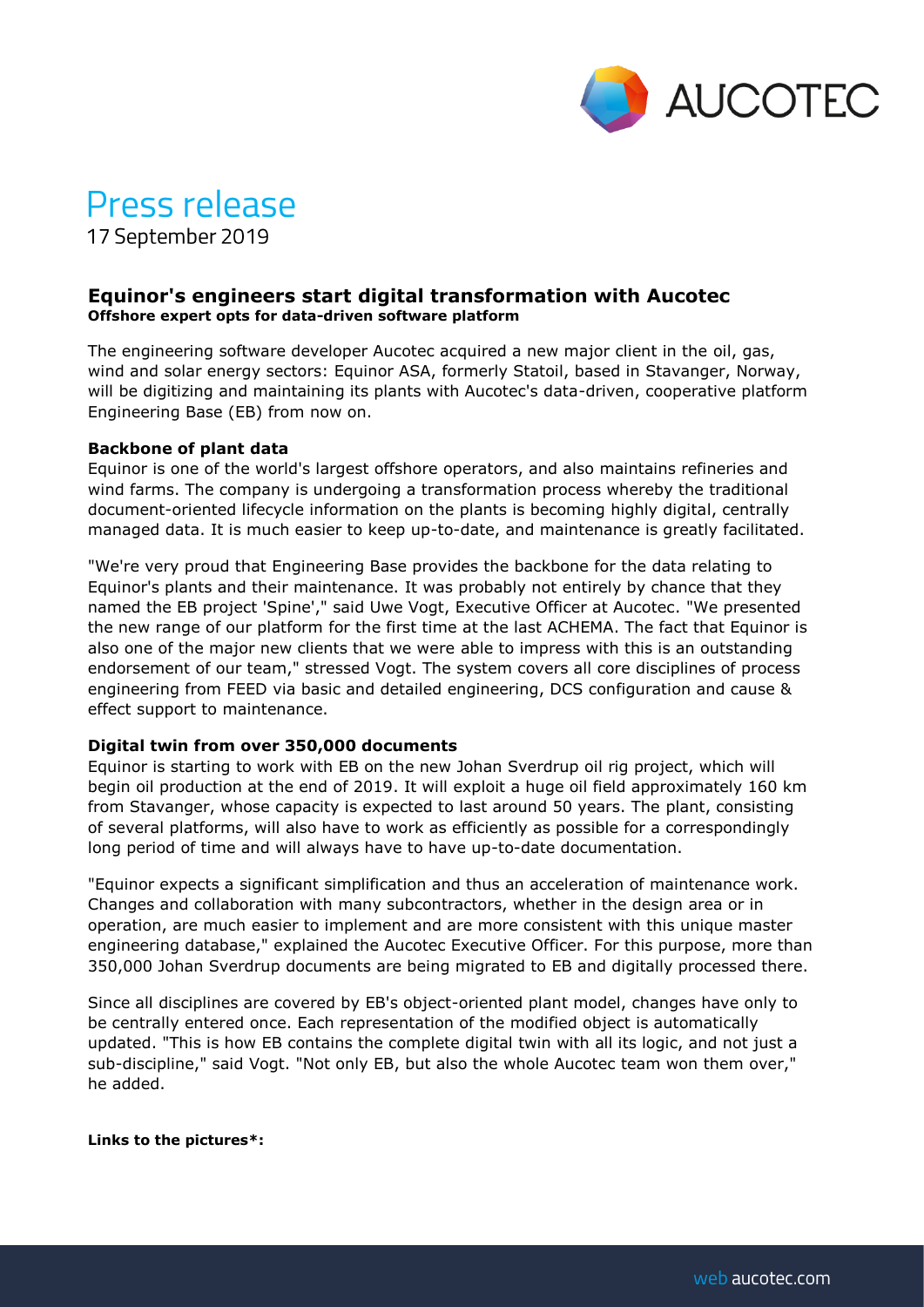# Press release

17 September 2019

## Equinor's engineers start digital transformation with Aucotec

**Offshore expert opts for data-driven software platform**

The engineering software developer Aucotec acquired a new major client in the oil, gas, wind and solar energy sectors: Equinor ASA, formerly Statoil, based in Stavanger, Norway, will be digitizing and maintaining its plants with Aucotec's data-driven, cooperative platform Engineering Base (EB) from now on.

### Backbone of plant data

Equinor is one of the world's largest offshore operators, and also maintains refineries and wind farms. The company is undergoing a transformation process whereby the traditional document-oriented lifecycle information on the plants is becoming highly digital, centrally managed data. It is much easier to keep up-to-date, and maintenance is greatly facilitated.

"We're very proud that Engineering Base provides the backbone for the data relating to Equinor's plants and their maintenance. It was probably not entirely by chance that they named the EB project 'Spine'," said Uwe Vogt, Executive Officer at Aucotec. "We presented the new range of our platform for the first time at the last ACHEMA. The fact that Equinor is also one of the major new clients that we were able to impress with this is an outstanding endorsement of our team," stressed Vogt. The system covers all core disciplines of process engineering from FEED via basic and detailed engineering, DCS configuration and cause & effect support to maintenance.

### Digital twin from over 350,000 documents

Equinor is starting to work with EB on the new Johan Sverdrup oil rig project, which will begin oil production at the end of 2019. It will exploit a huge oil field approximately 160 km from Stavanger, whose capacity is expected to last around 50 years. The plant, consisting of several platforms, will also have to work as efficiently as possible for a correspondingly long period of time and will always have to have up-to-date documentation.

"Equinor expects a significant simplification and thus an acceleration of maintenance work. Changes and collaboration with many subcontractors, whether in the design area or in operation, are much easier to implement and are more consistent with this unique master engineering database," explained the Aucotec Executive Officer. For this purpose, more than 350,000 Johan Sverdrup documents are being migrated to EB and digitally processed there.

Since all disciplines are covered by EB's object-oriented plant model, changes have only to be centrally entered once. Each representation of the modified object is automatically updated. "This is how EB contains the complete digital twin with all its logic, and not just a sub-discipline," said Vogt. "Not only EB, but also the whole Aucotec team won them over," he added.

**Links to the pictures*:**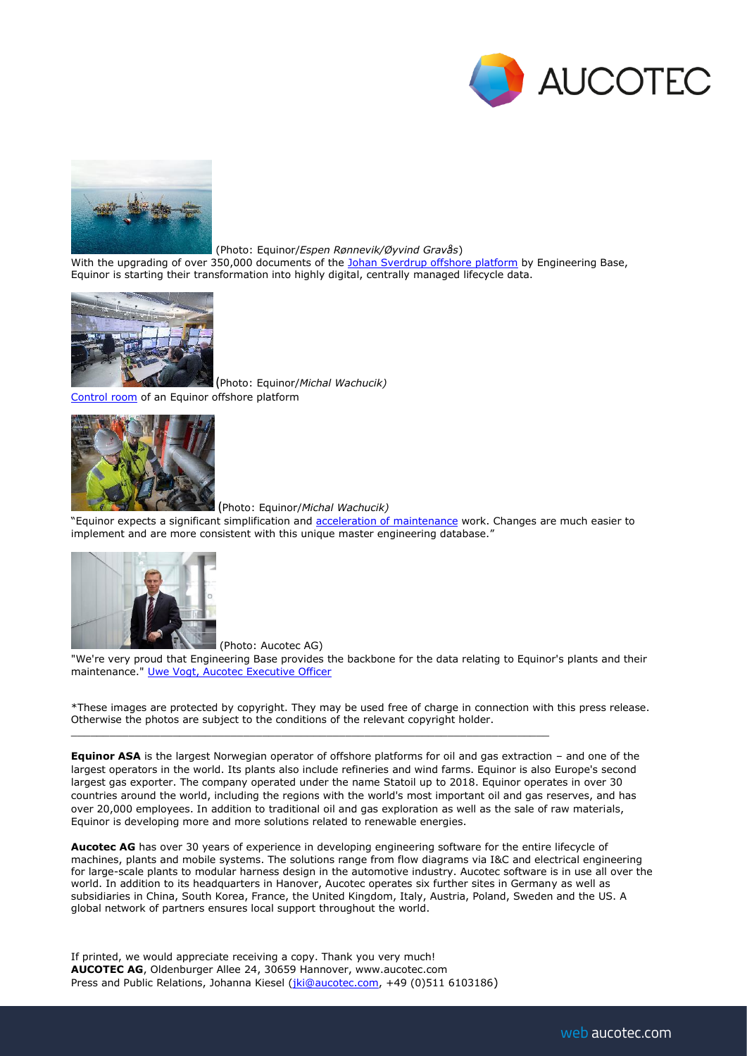(Photo: Equinor/*Espen Rønnevik/Øyvind Gravås*)
With the upgrading of over 350,000 documents of the Johan Sverdrup offshore platform by Engineering Base, Equinor is starting their transformation into highly digital, centrally managed lifecycle data.

(Photo: Equinor/*Michal Wachucik)*
Control room of an Equinor offshore platform

(Photo: Equinor/*Michal Wachucik)*
"Equinor expects a significant simplification and acceleration of maintenance work. Changes are much easier to implement and are more consistent with this unique master engineering database."

(Photo: Aucotec AG)
"We're very proud that Engineering Base provides the backbone for the data relating to Equinor's plants and their maintenance." Uwe Vogt, Aucotec Executive Officer

*These images are protected by copyright. They may be used free of charge in connection with this press release. Otherwise the photos are subject to the conditions of the relevant copyright holder.

---

**Equinor ASA** is the largest Norwegian operator of offshore platforms for oil and gas extraction – and one of the largest operators in the world. Its plants also include refineries and wind farms. Equinor is also Europe's second largest gas exporter. The company operated under the name Statoil up to 2018. Equinor operates in over 30 countries around the world, including the regions with the world's most important oil and gas reserves, and has over 20,000 employees. In addition to traditional oil and gas exploration as well as the sale of raw materials, Equinor is developing more and more solutions related to renewable energies.

**Aucotec AG** has over 30 years of experience in developing engineering software for the entire lifecycle of machines, plants and mobile systems. The solutions range from flow diagrams via I&C and electrical engineering for large-scale plants to modular harness design in the automotive industry. Aucotec software is in use all over the world. In addition to its headquarters in Hanover, Aucotec operates six further sites in Germany as well as subsidiaries in China, South Korea, France, the United Kingdom, Italy, Austria, Poland, Sweden and the US. A global network of partners ensures local support throughout the world.

If printed, we would appreciate receiving a copy. Thank you very much!
**AUCOTEC AG**, Oldenburger Allee 24, 30659 Hannover, www.aucotec.com
Press and Public Relations, Johanna Kiesel (jki@aucotec.com, +49 (0)511 6103186)